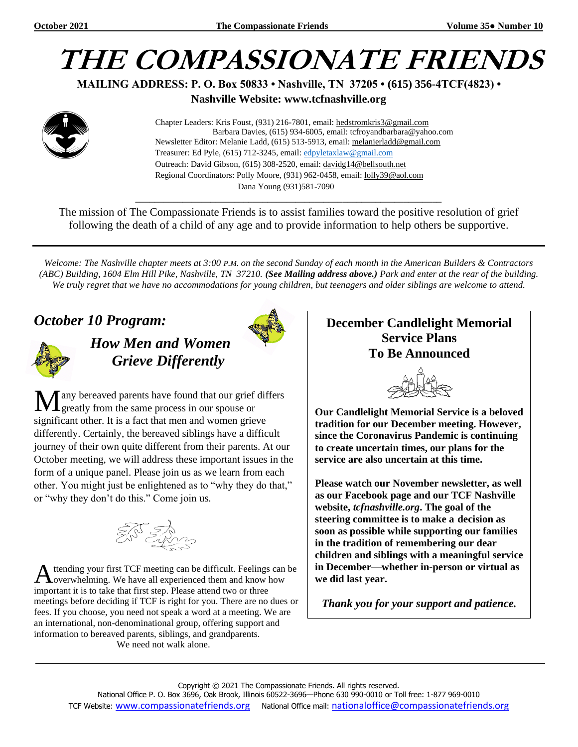# THE COMPASSIONATE FRIENDS

**MAILING ADDRESS: P. O. Box 50833 • Nashville, TN 37205 • (615) 356-4TCF(4823) •**
**Nashville Website: www.tcfnashville.org**

Chapter Leaders: Kris Foust, (931) 216-7801, email: hedstromkris3@gmail.com
Barbara Davies, (615) 934-6005, email: tcfroyandbarbara@yahoo.com
Newsletter Editor: Melanie Ladd, (615) 513-5913, email: melanierladd@gmail.com
Treasurer: Ed Pyle, (615) 712-3245, email: edpyletaxlaw@gmail.com
Outreach: David Gibson, (615) 308-2520, email: davidg14@bellsouth.net
Regional Coordinators: Polly Moore, (931) 962-0458, email: lolly39@aol.com
Dana Young (931)581-7090

The mission of The Compassionate Friends is to assist families toward the positive resolution of grief following the death of a child of any age and to provide information to help others be supportive.

*Welcome: The Nashville chapter meets at 3:00 P.M. on the second Sunday of each month in the American Builders & Contractors (ABC) Building, 1604 Elm Hill Pike, Nashville, TN 37210.* ***(See Mailing address above.)*** *Park and enter at the rear of the building. We truly regret that we have no accommodations for young children, but teenagers and older siblings are welcome to attend.*

## *October 10 Program:*

### *How Men and Women Grieve Differently*

Many bereaved parents have found that our grief differs greatly from the same process in our spouse or significant other. It is a fact that men and women grieve differently. Certainly, the bereaved siblings have a difficult journey of their own quite different from their parents. At our October meeting, we will address these important issues in the form of a unique panel. Please join us as we learn from each other. You might just be enlightened as to "why they do that," or "why they don't do this." Come join us.

Attending your first TCF meeting can be difficult. Feelings can be overwhelming. We have all experienced them and know how important it is to take that first step. Please attend two or three meetings before deciding if TCF is right for you. There are no dues or fees. If you choose, you need not speak a word at a meeting. We are an international, non-denominational group, offering support and information to bereaved parents, siblings, and grandparents.

We need not walk alone.

## December Candlelight Memorial Service Plans To Be Announced

**Our Candlelight Memorial Service is a beloved tradition for our December meeting. However, since the Coronavirus Pandemic is continuing to create uncertain times, our plans for the service are also uncertain at this time.**

**Please watch our November newsletter, as well as our Facebook page and our TCF Nashville website, *tcfnashville.org*. The goal of the steering committee is to make a decision as soon as possible while supporting our families in the tradition of remembering our dear children and siblings with a meaningful service in December—whether in-person or virtual as we did last year.**

***Thank you for your support and patience.***

Copyright © 2021 The Compassionate Friends. All rights reserved.
National Office P. O. Box 3696, Oak Brook, Illinois 60522-3696—Phone 630 990-0010 or Toll free: 1-877 969-0010
TCF Website: www.compassionatefriends.org National Office mail: nationaloffice@compassionatefriends.org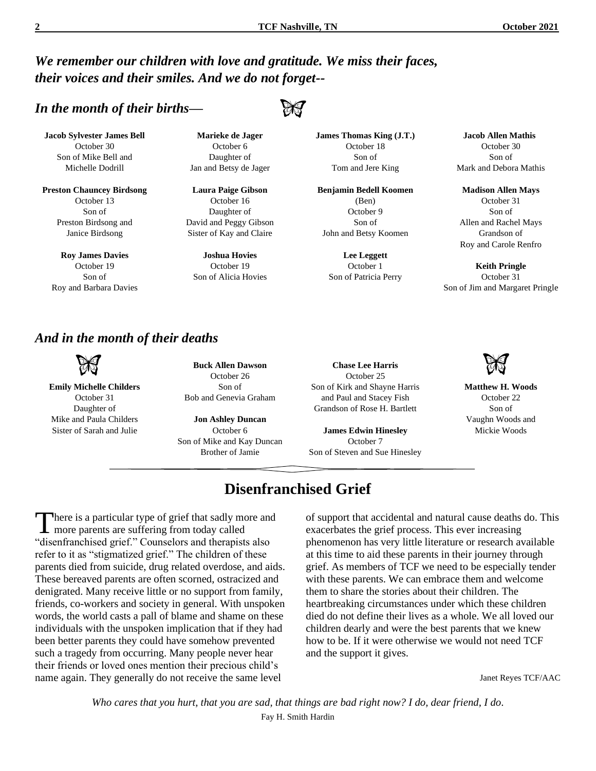*We remember our children with love and gratitude. We miss their faces, their voices and their smiles. And we do not forget--*

## *In the month of their births—*

**Jacob Sylvester James Bell**
October 30
Son of Mike Bell and
Michelle Dodrill

**Preston Chauncey Birdsong**
October 13
Son of
Preston Birdsong and
Janice Birdsong

**Roy James Davies**
October 19
Son of
Roy and Barbara Davies

**Marieke de Jager**
October 6
Daughter of
Jan and Betsy de Jager

**Laura Paige Gibson**
October 16
Daughter of
David and Peggy Gibson
Sister of Kay and Claire

**Joshua Hovies**
October 19
Son of Alicia Hovies

**James Thomas King (J.T.)**
October 18
Son of
Tom and Jere King

**Benjamin Bedell Koomen**
(Ben)
October 9
Son of
John and Betsy Koomen

**Lee Leggett**
October 1
Son of Patricia Perry

**Jacob Allen Mathis**
October 30
Son of
Mark and Debora Mathis

**Madison Allen Mays**
October 31
Son of
Allen and Rachel Mays
Grandson of
Roy and Carole Renfro

**Keith Pringle**
October 31
Son of Jim and Margaret Pringle

## *And in the month of their deaths*

**Emily Michelle Childers**
October 31
Daughter of
Mike and Paula Childers
Sister of Sarah and Julie

**Buck Allen Dawson**
October 26
Son of
Bob and Genevia Graham

**Jon Ashley Duncan**
October 6
Son of Mike and Kay Duncan
Brother of Jamie

**Chase Lee Harris**
October 25
Son of Kirk and Shayne Harris
and Paul and Stacey Fish
Grandson of Rose H. Bartlett

**James Edwin Hinesley**
October 7
Son of Steven and Sue Hinesley

**Matthew H. Woods**
October 22
Son of
Vaughn Woods and
Mickie Woods

# Disenfranchised Grief

There is a particular type of grief that sadly more and more parents are suffering from today called "disenfranchised grief." Counselors and therapists also refer to it as "stigmatized grief." The children of these parents died from suicide, drug related overdose, and aids. These bereaved parents are often scorned, ostracized and denigrated. Many receive little or no support from family, friends, co-workers and society in general. With unspoken words, the world casts a pall of blame and shame on these individuals with the unspoken implication that if they had been better parents they could have somehow prevented such a tragedy from occurring. Many people never hear their friends or loved ones mention their precious child's name again. They generally do not receive the same level of support that accidental and natural cause deaths do. This exacerbates the grief process. This ever increasing phenomenon has very little literature or research available at this time to aid these parents in their journey through grief. As members of TCF we need to be especially tender with these parents. We can embrace them and welcome them to share the stories about their children. The heartbreaking circumstances under which these children died do not define their lives as a whole. We all loved our children dearly and were the best parents that we knew how to be. If it were otherwise we would not need TCF and the support it gives.

Janet Reyes TCF/AAC

*Who cares that you hurt, that you are sad, that things are bad right now? I do, dear friend, I do.*

Fay H. Smith Hardin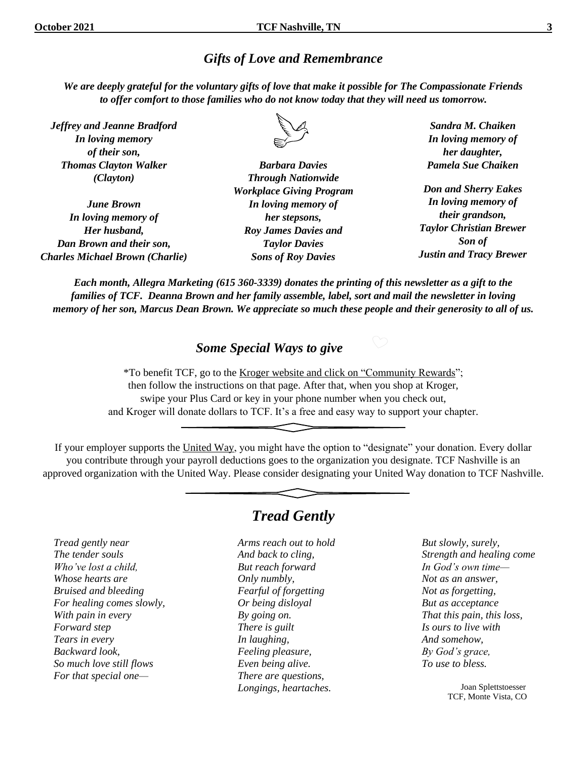## *Gifts of Love and Remembrance*

***We are deeply grateful for the voluntary gifts of love that make it possible for The Compassionate Friends to offer comfort to those families who do not know today that they will need us tomorrow.***

***Jeffrey and Jeanne Bradford***
***In loving memory***
***of their son,***
***Thomas Clayton Walker***
***(Clayton)***

***June Brown***
***In loving memory of***
***Her husband,***
***Dan Brown and their son,***
***Charles Michael Brown (Charlie)***

***Barbara Davies***
***Through Nationwide***
***Workplace Giving Program***
***In loving memory of***
***her stepsons,***
***Roy James Davies and***
***Taylor Davies***
***Sons of Roy Davies***

***Sandra M. Chaiken***
***In loving memory of***
***her daughter,***
***Pamela Sue Chaiken***

***Don and Sherry Eakes***
***In loving memory of***
***their grandson,***
***Taylor Christian Brewer***
***Son of***
***Justin and Tracy Brewer***

***Each month, Allegra Marketing (615 360-3339) donates the printing of this newsletter as a gift to the families of TCF. Deanna Brown and her family assemble, label, sort and mail the newsletter in loving memory of her son, Marcus Dean Brown. We appreciate so much these people and their generosity to all of us.***

## *Some Special Ways to give*

*To benefit TCF, go to the Kroger website and click on "Community Rewards"; then follow the instructions on that page. After that, when you shop at Kroger, swipe your Plus Card or key in your phone number when you check out, and Kroger will donate dollars to TCF. It's a free and easy way to support your chapter.

If your employer supports the United Way, you might have the option to "designate" your donation. Every dollar you contribute through your payroll deductions goes to the organization you designate. TCF Nashville is an approved organization with the United Way. Please consider designating your United Way donation to TCF Nashville.

## *Tread Gently*

*Tread gently near*
*The tender souls*
*Who've lost a child,*
*Whose hearts are*
*Bruised and bleeding*
*For healing comes slowly,*
*With pain in every*
*Forward step*
*Tears in every*
*Backward look,*
*So much love still flows*
*For that special one—*

*Arms reach out to hold*
*And back to cling,*
*But reach forward*
*Only numbly,*
*Fearful of forgetting*
*Or being disloyal*
*By going on.*
*There is guilt*
*In laughing,*
*Feeling pleasure,*
*Even being alive.*
*There are questions,*
*Longings, heartaches.*

*But slowly, surely,*
*Strength and healing come*
*In God's own time—*
*Not as an answer,*
*Not as forgetting,*
*But as acceptance*
*That this pain, this loss,*
*Is ours to live with*
*And somehow,*
*By God's grace,*
*To use to bless.*

Joan Splettstoesser
TCF, Monte Vista, CO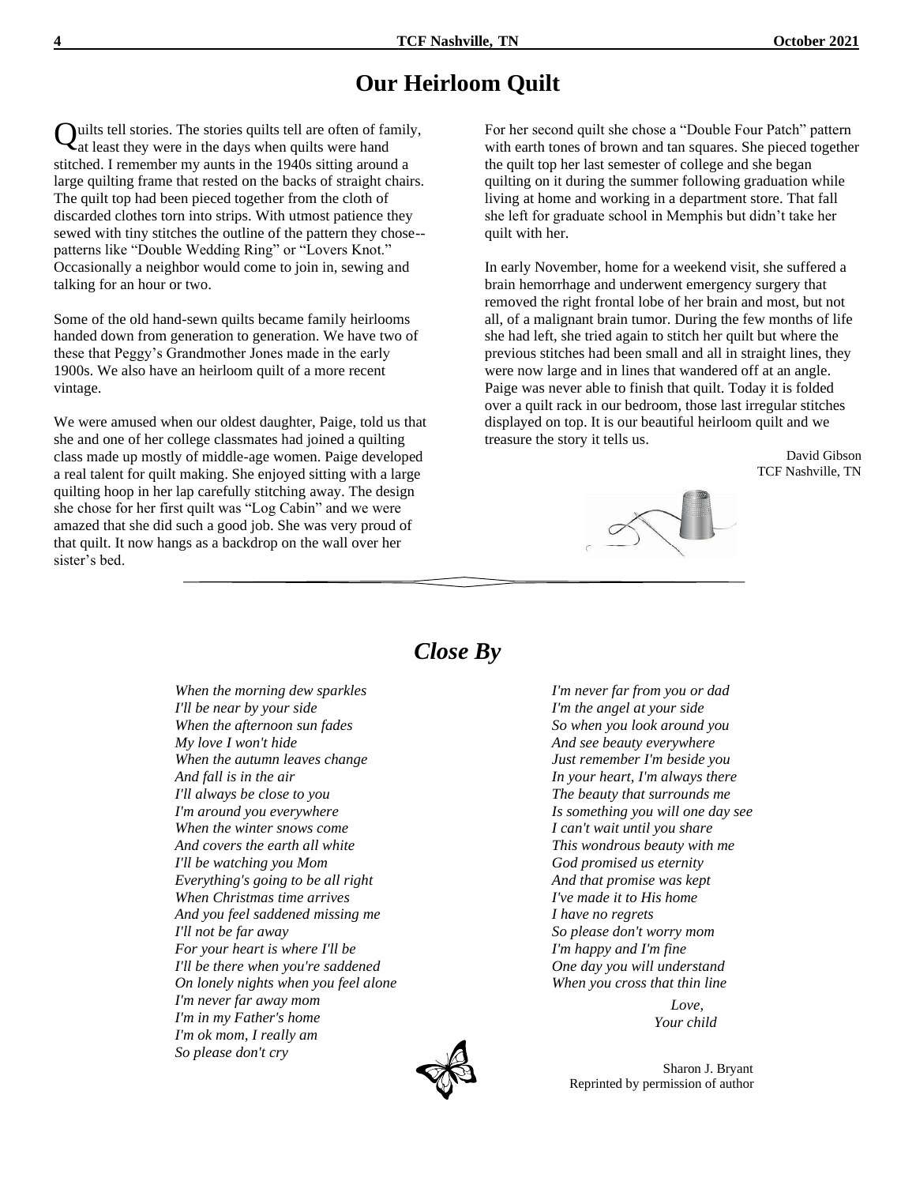# Our Heirloom Quilt

Quilts tell stories. The stories quilts tell are often of family, at least they were in the days when quilts were hand stitched. I remember my aunts in the 1940s sitting around a large quilting frame that rested on the backs of straight chairs. The quilt top had been pieced together from the cloth of discarded clothes torn into strips. With utmost patience they sewed with tiny stitches the outline of the pattern they chose--patterns like “Double Wedding Ring” or “Lovers Knot.” Occasionally a neighbor would come to join in, sewing and talking for an hour or two.

Some of the old hand-sewn quilts became family heirlooms handed down from generation to generation. We have two of these that Peggy’s Grandmother Jones made in the early 1900s. We also have an heirloom quilt of a more recent vintage.

We were amused when our oldest daughter, Paige, told us that she and one of her college classmates had joined a quilting class made up mostly of middle-age women. Paige developed a real talent for quilt making. She enjoyed sitting with a large quilting hoop in her lap carefully stitching away. The design she chose for her first quilt was “Log Cabin” and we were amazed that she did such a good job. She was very proud of that quilt. It now hangs as a backdrop on the wall over her sister’s bed.

For her second quilt she chose a “Double Four Patch” pattern with earth tones of brown and tan squares. She pieced together the quilt top her last semester of college and she began quilting on it during the summer following graduation while living at home and working in a department store. That fall she left for graduate school in Memphis but didn’t take her quilt with her.

In early November, home for a weekend visit, she suffered a brain hemorrhage and underwent emergency surgery that removed the right frontal lobe of her brain and most, but not all, of a malignant brain tumor. During the few months of life she had left, she tried again to stitch her quilt but where the previous stitches had been small and all in straight lines, they were now large and in lines that wandered off at an angle. Paige was never able to finish that quilt. Today it is folded over a quilt rack in our bedroom, those last irregular stitches displayed on top. It is our beautiful heirloom quilt and we treasure the story it tells us.

David Gibson
TCF Nashville, TN

---

# *Close By*

*When the morning dew sparkles*
*I'll be near by your side*
*When the afternoon sun fades*
*My love I won't hide*
*When the autumn leaves change*
*And fall is in the air*
*I'll always be close to you*
*I'm around you everywhere*
*When the winter snows come*
*And covers the earth all white*
*I'll be watching you Mom*
*Everything's going to be all right*
*When Christmas time arrives*
*And you feel saddened missing me*
*I'll not be far away*
*For your heart is where I'll be*
*I'll be there when you're saddened*
*On lonely nights when you feel alone*
*I'm never far away mom*
*I'm in my Father's home*
*I'm ok mom, I really am*
*So please don't cry*

*I'm never far from you or dad*
*I'm the angel at your side*
*So when you look around you*
*And see beauty everywhere*
*Just remember I'm beside you*
*In your heart, I'm always there*
*The beauty that surrounds me*
*Is something you will one day see*
*I can't wait until you share*
*This wondrous beauty with me*
*God promised us eternity*
*And that promise was kept*
*I've made it to His home*
*I have no regrets*
*So please don't worry mom*
*I'm happy and I'm fine*
*One day you will understand*
*When you cross that thin line*

*Love,*
*Your child*

Sharon J. Bryant
Reprinted by permission of author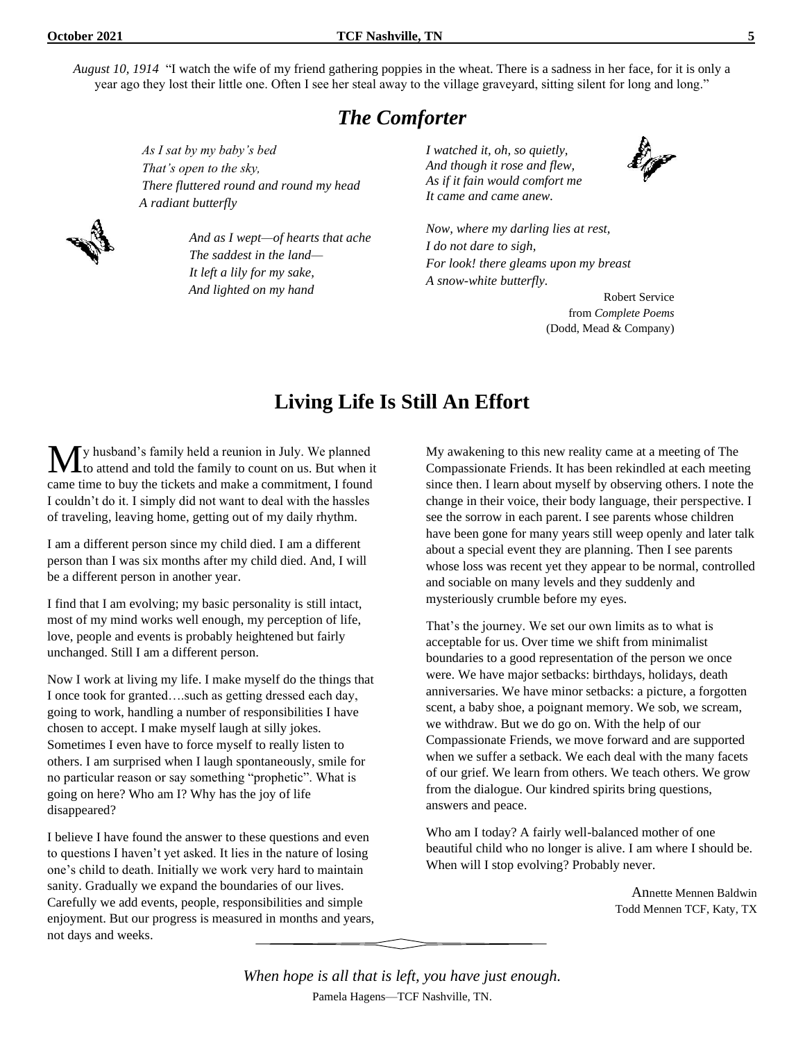*August 10, 1914* "I watch the wife of my friend gathering poppies in the wheat. There is a sadness in her face, for it is only a year ago they lost their little one. Often I see her steal away to the village graveyard, sitting silent for long and long."

## *The Comforter*

*As I sat by my baby's bed*
*That's open to the sky,*
*There fluttered round and round my head*
*A radiant butterfly*

*And as I wept—of hearts that ache*
*The saddest in the land—*
*It left a lily for my sake,*
*And lighted on my hand*

*I watched it, oh, so quietly,*
*And though it rose and flew,*
*As if it fain would comfort me*
*It came and came anew.*

*Now, where my darling lies at rest,*
*I do not dare to sigh,*
*For look! there gleams upon my breast*
*A snow-white butterfly.*

Robert Service
from *Complete Poems*
(Dodd, Mead & Company)

# Living Life Is Still An Effort

My husband's family held a reunion in July. We planned to attend and told the family to count on us. But when it came time to buy the tickets and make a commitment, I found I couldn't do it. I simply did not want to deal with the hassles of traveling, leaving home, getting out of my daily rhythm.

I am a different person since my child died. I am a different person than I was six months after my child died. And, I will be a different person in another year.

I find that I am evolving; my basic personality is still intact, most of my mind works well enough, my perception of life, love, people and events is probably heightened but fairly unchanged. Still I am a different person.

Now I work at living my life. I make myself do the things that I once took for granted….such as getting dressed each day, going to work, handling a number of responsibilities I have chosen to accept. I make myself laugh at silly jokes. Sometimes I even have to force myself to really listen to others. I am surprised when I laugh spontaneously, smile for no particular reason or say something "prophetic". What is going on here? Who am I? Why has the joy of life disappeared?

I believe I have found the answer to these questions and even to questions I haven't yet asked. It lies in the nature of losing one's child to death. Initially we work very hard to maintain sanity. Gradually we expand the boundaries of our lives. Carefully we add events, people, responsibilities and simple enjoyment. But our progress is measured in months and years, not days and weeks.

My awakening to this new reality came at a meeting of The Compassionate Friends. It has been rekindled at each meeting since then. I learn about myself by observing others. I note the change in their voice, their body language, their perspective. I see the sorrow in each parent. I see parents whose children have been gone for many years still weep openly and later talk about a special event they are planning. Then I see parents whose loss was recent yet they appear to be normal, controlled and sociable on many levels and they suddenly and mysteriously crumble before my eyes.

That's the journey. We set our own limits as to what is acceptable for us. Over time we shift from minimalist boundaries to a good representation of the person we once were. We have major setbacks: birthdays, holidays, death anniversaries. We have minor setbacks: a picture, a forgotten scent, a baby shoe, a poignant memory. We sob, we scream, we withdraw. But we do go on. With the help of our Compassionate Friends, we move forward and are supported when we suffer a setback. We each deal with the many facets of our grief. We learn from others. We teach others. We grow from the dialogue. Our kindred spirits bring questions, answers and peace.

Who am I today? A fairly well-balanced mother of one beautiful child who no longer is alive. I am where I should be. When will I stop evolving? Probably never.

Annette Mennen Baldwin
Todd Mennen TCF, Katy, TX

*When hope is all that is left, you have just enough.*
Pamela Hagens—TCF Nashville, TN.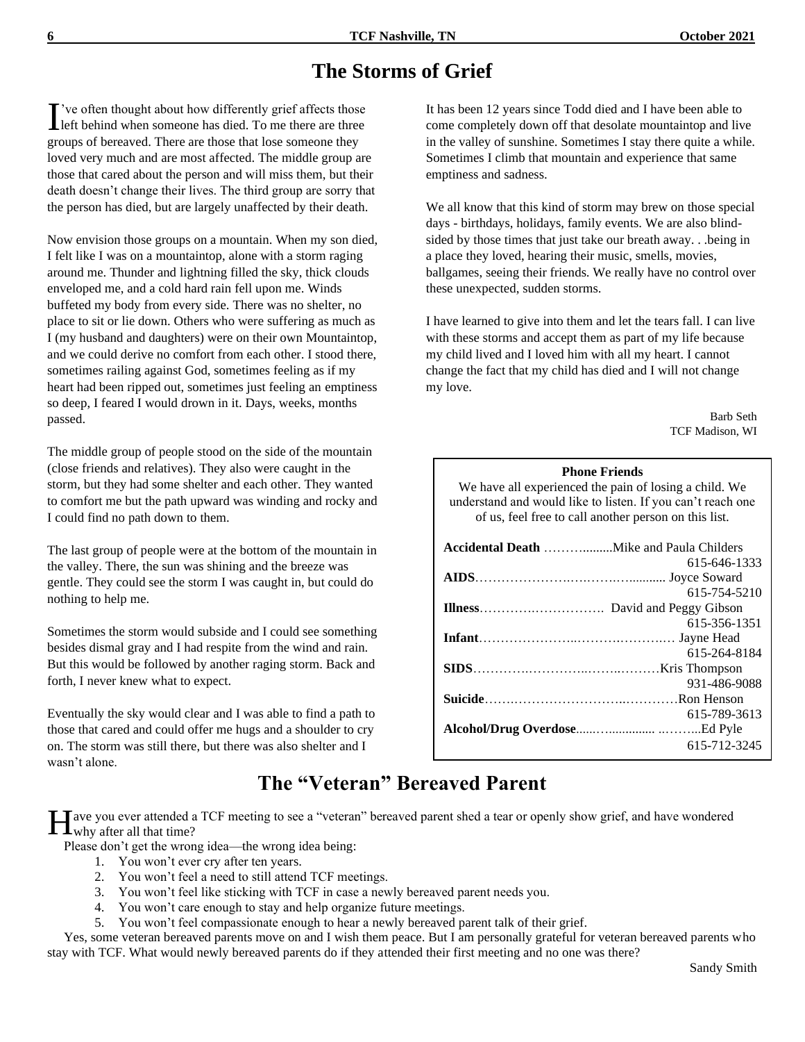# The Storms of Grief

I've often thought about how differently grief affects those left behind when someone has died. To me there are three groups of bereaved. There are those that lose someone they loved very much and are most affected. The middle group are those that cared about the person and will miss them, but their death doesn't change their lives. The third group are sorry that the person has died, but are largely unaffected by their death.

Now envision those groups on a mountain. When my son died, I felt like I was on a mountaintop, alone with a storm raging around me. Thunder and lightning filled the sky, thick clouds enveloped me, and a cold hard rain fell upon me. Winds buffeted my body from every side. There was no shelter, no place to sit or lie down. Others who were suffering as much as I (my husband and daughters) were on their own Mountaintop, and we could derive no comfort from each other. I stood there, sometimes railing against God, sometimes feeling as if my heart had been ripped out, sometimes just feeling an emptiness so deep, I feared I would drown in it. Days, weeks, months passed.

The middle group of people stood on the side of the mountain (close friends and relatives). They also were caught in the storm, but they had some shelter and each other. They wanted to comfort me but the path upward was winding and rocky and I could find no path down to them.

The last group of people were at the bottom of the mountain in the valley. There, the sun was shining and the breeze was gentle. They could see the storm I was caught in, but could do nothing to help me.

Sometimes the storm would subside and I could see something besides dismal gray and I had respite from the wind and rain. But this would be followed by another raging storm. Back and forth, I never knew what to expect.

Eventually the sky would clear and I was able to find a path to those that cared and could offer me hugs and a shoulder to cry on. The storm was still there, but there was also shelter and I wasn't alone.

It has been 12 years since Todd died and I have been able to come completely down off that desolate mountaintop and live in the valley of sunshine. Sometimes I stay there quite a while. Sometimes I climb that mountain and experience that same emptiness and sadness.

We all know that this kind of storm may brew on those special days - birthdays, holidays, family events. We are also blind-sided by those times that just take our breath away. . .being in a place they loved, hearing their music, smells, movies, ballgames, seeing their friends. We really have no control over these unexpected, sudden storms.

I have learned to give into them and let the tears fall. I can live with these storms and accept them as part of my life because my child lived and I loved him with all my heart. I cannot change the fact that my child has died and I will not change my love.

Barb Seth
TCF Madison, WI

**Phone Friends**

We have all experienced the pain of losing a child. We understand and would like to listen. If you can't reach one of us, feel free to call another person on this list.

**Accidental Death** ……….........Mike and Paula Childers 615-646-1333
**AIDS**………………….……….……......... Joyce Soward 615-754-5210
**Illness**………….……………. David and Peggy Gibson 615-356-1351
**Infant**…………………..……….………..… Jayne Head 615-264-8184
**SIDS**………….…………..……..………Kris Thompson 931-486-9088
**Suicide**…….…………………..…………Ron Henson 615-789-3613
**Alcohol/Drug Overdose**.....…............. ..……...Ed Pyle 615-712-3245

# The "Veteran" Bereaved Parent

Have you ever attended a TCF meeting to see a "veteran" bereaved parent shed a tear or openly show grief, and have wondered why after all that time?

Please don't get the wrong idea—the wrong idea being:

1. You won't ever cry after ten years.
2. You won't feel a need to still attend TCF meetings.
3. You won't feel like sticking with TCF in case a newly bereaved parent needs you.
4. You won't care enough to stay and help organize future meetings.
5. You won't feel compassionate enough to hear a newly bereaved parent talk of their grief.

Yes, some veteran bereaved parents move on and I wish them peace. But I am personally grateful for veteran bereaved parents who stay with TCF. What would newly bereaved parents do if they attended their first meeting and no one was there?

Sandy Smith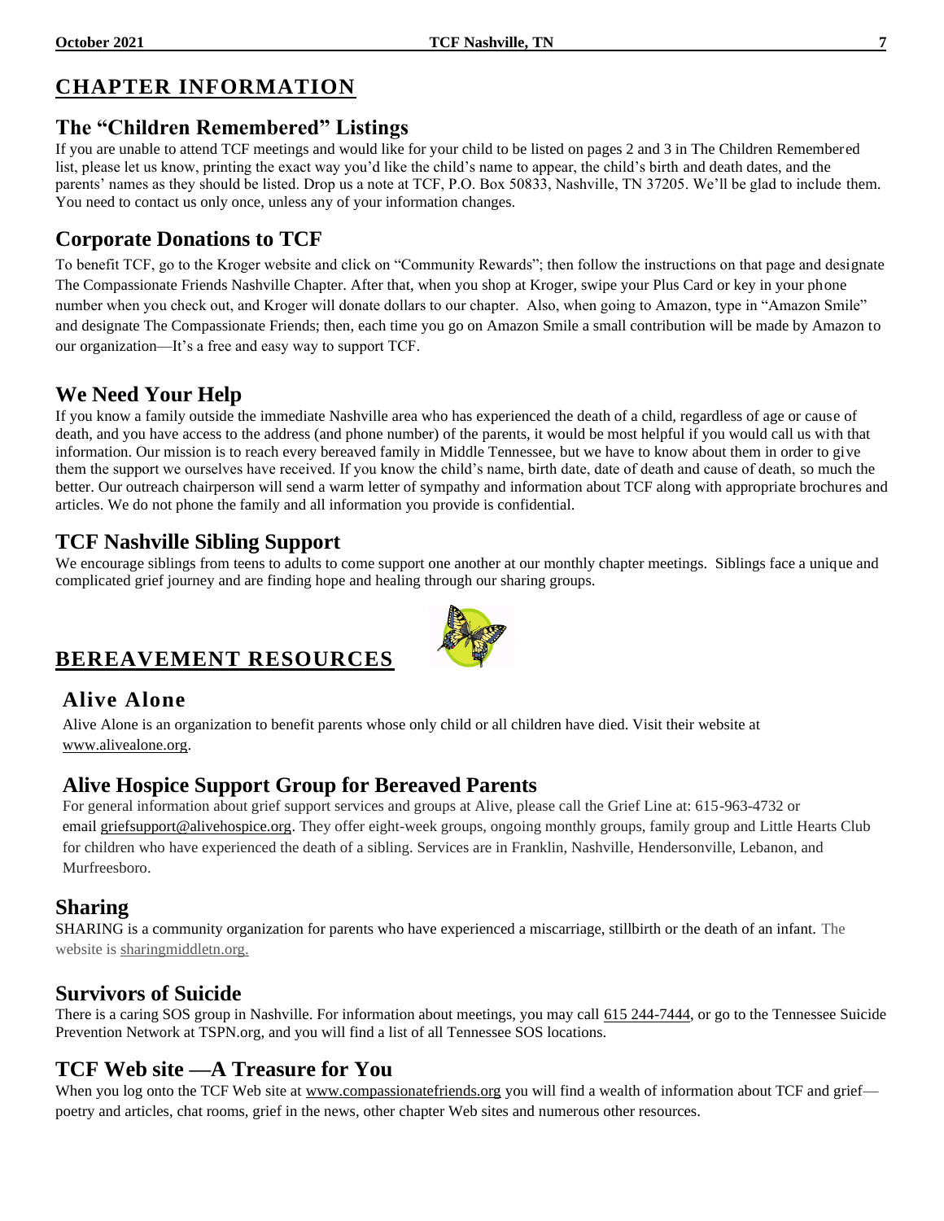# CHAPTER INFORMATION

## The "Children Remembered" Listings

If you are unable to attend TCF meetings and would like for your child to be listed on pages 2 and 3 in The Children Remembered list, please let us know, printing the exact way you'd like the child's name to appear, the child's birth and death dates, and the parents' names as they should be listed. Drop us a note at TCF, P.O. Box 50833, Nashville, TN 37205. We'll be glad to include them. You need to contact us only once, unless any of your information changes.

## Corporate Donations to TCF

To benefit TCF, go to the Kroger website and click on "Community Rewards"; then follow the instructions on that page and designate The Compassionate Friends Nashville Chapter. After that, when you shop at Kroger, swipe your Plus Card or key in your phone number when you check out, and Kroger will donate dollars to our chapter. Also, when going to Amazon, type in "Amazon Smile" and designate The Compassionate Friends; then, each time you go on Amazon Smile a small contribution will be made by Amazon to our organization—It's a free and easy way to support TCF.

## We Need Your Help

If you know a family outside the immediate Nashville area who has experienced the death of a child, regardless of age or cause of death, and you have access to the address (and phone number) of the parents, it would be most helpful if you would call us with that information. Our mission is to reach every bereaved family in Middle Tennessee, but we have to know about them in order to give them the support we ourselves have received. If you know the child's name, birth date, date of death and cause of death, so much the better. Our outreach chairperson will send a warm letter of sympathy and information about TCF along with appropriate brochures and articles. We do not phone the family and all information you provide is confidential.

## TCF Nashville Sibling Support

We encourage siblings from teens to adults to come support one another at our monthly chapter meetings. Siblings face a unique and complicated grief journey and are finding hope and healing through our sharing groups.

# BEREAVEMENT RESOURCES

## Alive Alone

Alive Alone is an organization to benefit parents whose only child or all children have died. Visit their website at www.alivealone.org.

## Alive Hospice Support Group for Bereaved Parents

For general information about grief support services and groups at Alive, please call the Grief Line at: 615-963-4732 or email griefsupport@alivehospice.org. They offer eight-week groups, ongoing monthly groups, family group and Little Hearts Club for children who have experienced the death of a sibling. Services are in Franklin, Nashville, Hendersonville, Lebanon, and Murfreesboro.

## Sharing

SHARING is a community organization for parents who have experienced a miscarriage, stillbirth or the death of an infant. The website is sharingmiddletn.org.

## Survivors of Suicide

There is a caring SOS group in Nashville. For information about meetings, you may call 615 244-7444, or go to the Tennessee Suicide Prevention Network at TSPN.org, and you will find a list of all Tennessee SOS locations.

## TCF Web site —A Treasure for You

When you log onto the TCF Web site at www.compassionatefriends.org you will find a wealth of information about TCF and grief—poetry and articles, chat rooms, grief in the news, other chapter Web sites and numerous other resources.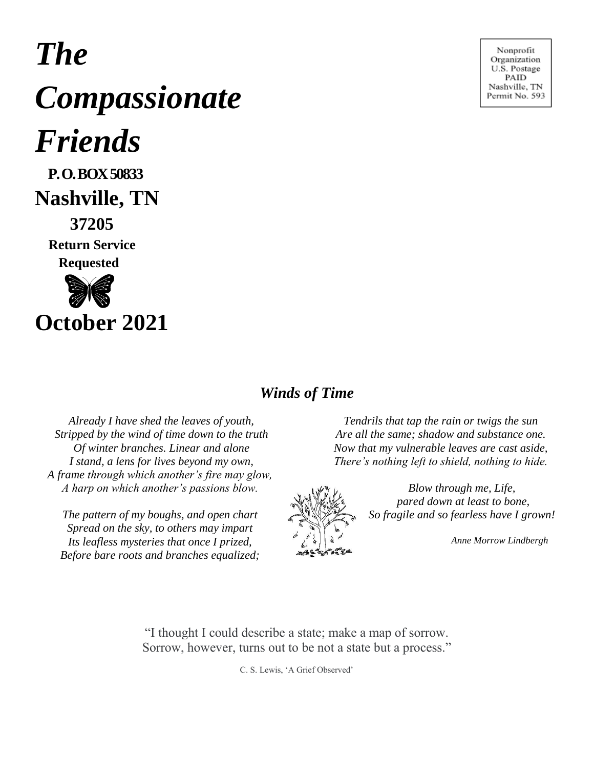# *The Compassionate Friends*

**P.O. BOX 50833**

**Nashville, TN**

**37205**

**Return Service Requested**

Nonprofit Organization
U.S. Postage
PAID
Nashville, TN
Permit No. 593

## October 2021

### *Winds of Time*

*Already I have shed the leaves of youth,*
*Stripped by the wind of time down to the truth*
*Of winter branches. Linear and alone*
*I stand, a lens for lives beyond my own,*
*A frame through which another's fire may glow,*
*A harp on which another's passions blow.*

*The pattern of my boughs, and open chart*
*Spread on the sky, to others may impart*
*Its leafless mysteries that once I prized,*
*Before bare roots and branches equalized;*

*Tendrils that tap the rain or twigs the sun*
*Are all the same; shadow and substance one.*
*Now that my vulnerable leaves are cast aside,*
*There's nothing left to shield, nothing to hide.*

*Blow through me, Life,*
*pared down at least to bone,*
*So fragile and so fearless have I grown!*

*Anne Morrow Lindbergh*

"I thought I could describe a state; make a map of sorrow. Sorrow, however, turns out to be not a state but a process."

C. S. Lewis, 'A Grief Observed'